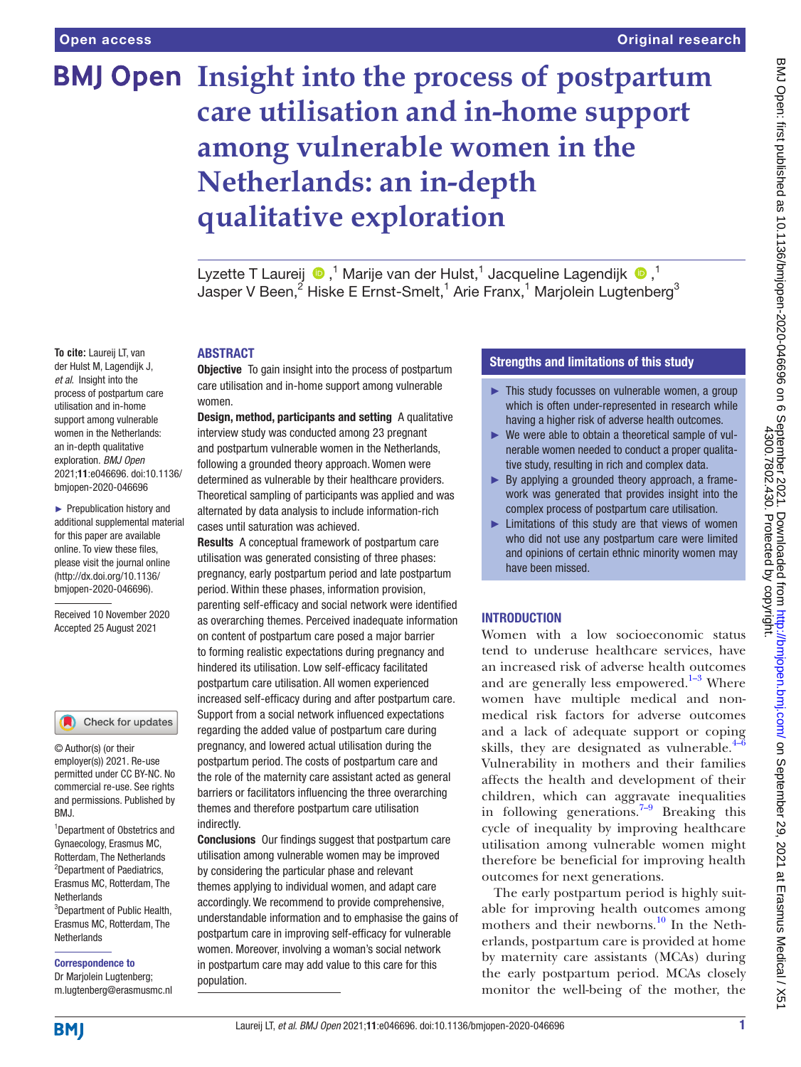Open access

Original research

# Insight into the process of postpartum care utilisation and in-home support among vulnerable women in the Netherlands: an in-depth qualitative exploration

Lyzette T Laureij,[1] Marije van der Hulst,[1] Jacqueline Lagendijk,[1] Jasper V Been,[2] Hiske E Ernst-Smelt,[1] Arie Franx,[1] Marjolein Lugtenberg[3]

**To cite:** Laureij LT, van der Hulst M, Lagendijk J, *et al*. Insight into the process of postpartum care utilisation and in-home support among vulnerable women in the Netherlands: an in-depth qualitative exploration. *BMJ Open* 2021;**11**:e046696. doi:10.1136/bmjopen-2020-046696

► Prepublication history and additional supplemental material for this paper are available online. To view these files, please visit the journal online (http://dx.doi.org/10.1136/bmjopen-2020-046696).

Received 10 November 2020
Accepted 25 August 2021

© Author(s) (or their employer(s)) 2021. Re-use permitted under CC BY-NC. No commercial re-use. See rights and permissions. Published by BMJ.

[1]Department of Obstetrics and Gynaecology, Erasmus MC, Rotterdam, The Netherlands
[2]Department of Paediatrics, Erasmus MC, Rotterdam, The Netherlands
[3]Department of Public Health, Erasmus MC, Rotterdam, The Netherlands

**Correspondence to**
Dr Marjolein Lugtenberg; m.lugtenberg@erasmusmc.nl

## ABSTRACT

**Objective** To gain insight into the process of postpartum care utilisation and in-home support among vulnerable women.

**Design, method, participants and setting** A qualitative interview study was conducted among 23 pregnant and postpartum vulnerable women in the Netherlands, following a grounded theory approach. Women were determined as vulnerable by their healthcare providers. Theoretical sampling of participants was applied and was alternated by data analysis to include information-rich cases until saturation was achieved.

**Results** A conceptual framework of postpartum care utilisation was generated consisting of three phases: pregnancy, early postpartum period and late postpartum period. Within these phases, information provision, parenting self-efficacy and social network were identified as overarching themes. Perceived inadequate information on content of postpartum care posed a major barrier to forming realistic expectations during pregnancy and hindered its utilisation. Low self-efficacy facilitated postpartum care utilisation. All women experienced increased self-efficacy during and after postpartum care. Support from a social network influenced expectations regarding the added value of postpartum care during pregnancy, and lowered actual utilisation during the postpartum period. The costs of postpartum care and the role of the maternity care assistant acted as general barriers or facilitators influencing the three overarching themes and therefore postpartum care utilisation indirectly.

**Conclusions** Our findings suggest that postpartum care utilisation among vulnerable women may be improved by considering the particular phase and relevant themes applying to individual women, and adapt care accordingly. We recommend to provide comprehensive, understandable information and to emphasise the gains of postpartum care in improving self-efficacy for vulnerable women. Moreover, involving a woman's social network in postpartum care may add value to this care for this population.

## Strengths and limitations of this study

- ► This study focusses on vulnerable women, a group which is often under-represented in research while having a higher risk of adverse health outcomes.
- ► We were able to obtain a theoretical sample of vulnerable women needed to conduct a proper qualitative study, resulting in rich and complex data.
- ► By applying a grounded theory approach, a framework was generated that provides insight into the complex process of postpartum care utilisation.
- ► Limitations of this study are that views of women who did not use any postpartum care were limited and opinions of certain ethnic minority women may have been missed.

## INTRODUCTION

Women with a low socioeconomic status tend to underuse healthcare services, have an increased risk of adverse health outcomes and are generally less empowered.[1–3] Where women have multiple medical and non-medical risk factors for adverse outcomes and a lack of adequate support or coping skills, they are designated as vulnerable.[4–6] Vulnerability in mothers and their families affects the health and development of their children, which can aggravate inequalities in following generations.[7–9] Breaking this cycle of inequality by improving healthcare utilisation among vulnerable women might therefore be beneficial for improving health outcomes for next generations.

The early postpartum period is highly suitable for improving health outcomes among mothers and their newborns.[10] In the Netherlands, postpartum care is provided at home by maternity care assistants (MCAs) during the early postpartum period. MCAs closely monitor the well-being of the mother, the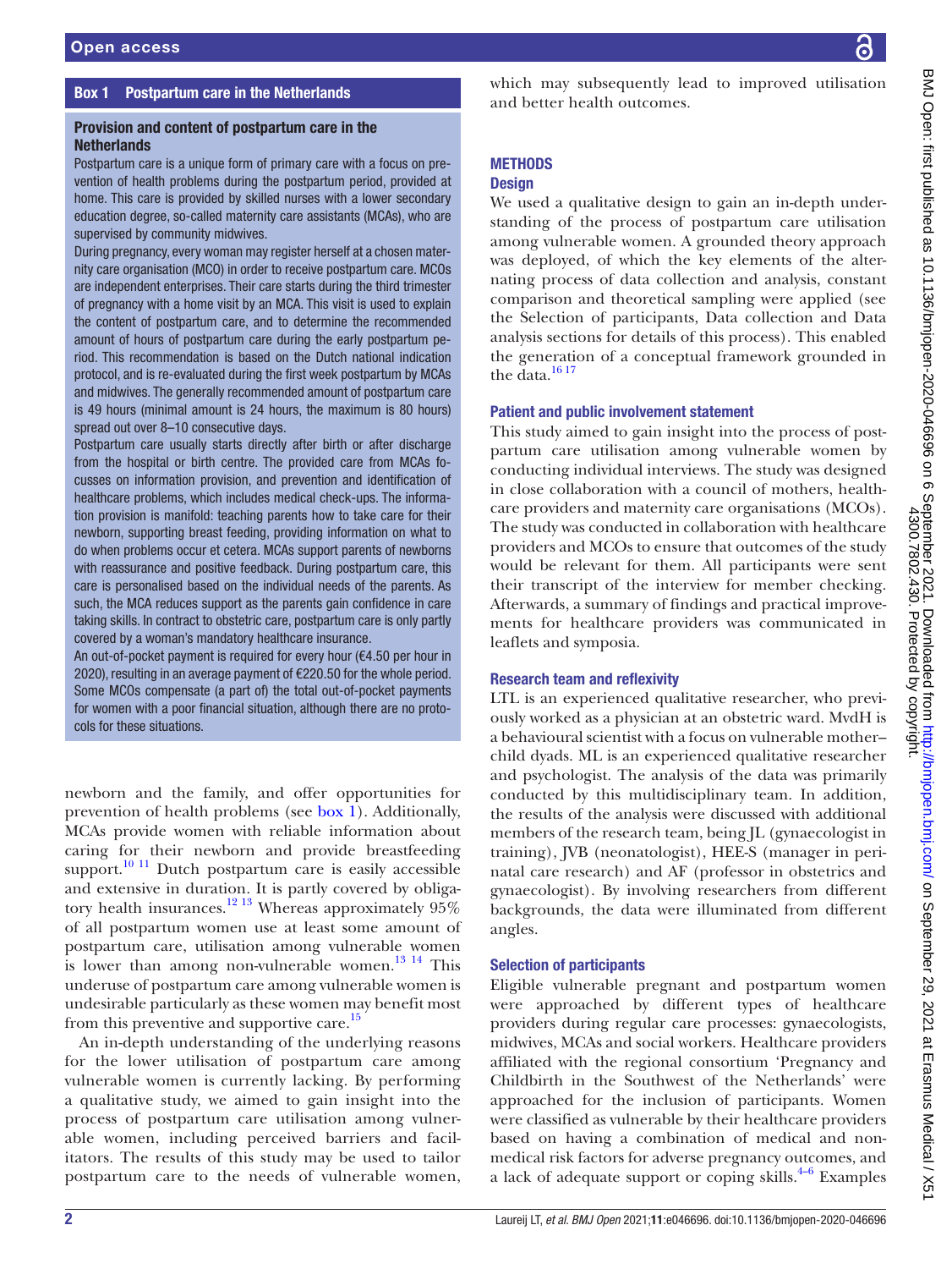## Box 1 Postpartum care in the Netherlands

### Provision and content of postpartum care in the Netherlands

Postpartum care is a unique form of primary care with a focus on prevention of health problems during the postpartum period, provided at home. This care is provided by skilled nurses with a lower secondary education degree, so-called maternity care assistants (MCAs), who are supervised by community midwives.

During pregnancy, every woman may register herself at a chosen maternity care organisation (MCO) in order to receive postpartum care. MCOs are independent enterprises. Their care starts during the third trimester of pregnancy with a home visit by an MCA. This visit is used to explain the content of postpartum care, and to determine the recommended amount of hours of postpartum care during the early postpartum period. This recommendation is based on the Dutch national indication protocol, and is re-evaluated during the first week postpartum by MCAs and midwives. The generally recommended amount of postpartum care is 49 hours (minimal amount is 24 hours, the maximum is 80 hours) spread out over 8–10 consecutive days.

Postpartum care usually starts directly after birth or after discharge from the hospital or birth centre. The provided care from MCAs focusses on information provision, and prevention and identification of healthcare problems, which includes medical check-ups. The information provision is manifold: teaching parents how to take care for their newborn, supporting breast feeding, providing information on what to do when problems occur et cetera. MCAs support parents of newborns with reassurance and positive feedback. During postpartum care, this care is personalised based on the individual needs of the parents. As such, the MCA reduces support as the parents gain confidence in care taking skills. In contract to obstetric care, postpartum care is only partly covered by a woman's mandatory healthcare insurance.

An out-of-pocket payment is required for every hour (€4.50 per hour in 2020), resulting in an average payment of €220.50 for the whole period. Some MCOs compensate (a part of) the total out-of-pocket payments for women with a poor financial situation, although there are no protocols for these situations.

newborn and the family, and offer opportunities for prevention of health problems (see box 1). Additionally, MCAs provide women with reliable information about caring for their newborn and provide breastfeeding support.[10 11] Dutch postpartum care is easily accessible and extensive in duration. It is partly covered by obligatory health insurances.[12 13] Whereas approximately 95% of all postpartum women use at least some amount of postpartum care, utilisation among vulnerable women is lower than among non-vulnerable women.[13 14] This underuse of postpartum care among vulnerable women is undesirable particularly as these women may benefit most from this preventive and supportive care.[15]

An in-depth understanding of the underlying reasons for the lower utilisation of postpartum care among vulnerable women is currently lacking. By performing a qualitative study, we aimed to gain insight into the process of postpartum care utilisation among vulnerable women, including perceived barriers and facilitators. The results of this study may be used to tailor postpartum care to the needs of vulnerable women, which may subsequently lead to improved utilisation and better health outcomes.

## METHODS

### Design

We used a qualitative design to gain an in-depth understanding of the process of postpartum care utilisation among vulnerable women. A grounded theory approach was deployed, of which the key elements of the alternating process of data collection and analysis, constant comparison and theoretical sampling were applied (see the Selection of participants, Data collection and Data analysis sections for details of this process). This enabled the generation of a conceptual framework grounded in the data.[16 17]

### Patient and public involvement statement

This study aimed to gain insight into the process of postpartum care utilisation among vulnerable women by conducting individual interviews. The study was designed in close collaboration with a council of mothers, healthcare providers and maternity care organisations (MCOs). The study was conducted in collaboration with healthcare providers and MCOs to ensure that outcomes of the study would be relevant for them. All participants were sent their transcript of the interview for member checking. Afterwards, a summary of findings and practical improvements for healthcare providers was communicated in leaflets and symposia.

### Research team and reflexivity

LTL is an experienced qualitative researcher, who previously worked as a physician at an obstetric ward. MvdH is a behavioural scientist with a focus on vulnerable mother–child dyads. ML is an experienced qualitative researcher and psychologist. The analysis of the data was primarily conducted by this multidisciplinary team. In addition, the results of the analysis were discussed with additional members of the research team, being JL (gynaecologist in training), JVB (neonatologist), HEE-S (manager in perinatal care research) and AF (professor in obstetrics and gynaecologist). By involving researchers from different backgrounds, the data were illuminated from different angles.

### Selection of participants

Eligible vulnerable pregnant and postpartum women were approached by different types of healthcare providers during regular care processes: gynaecologists, midwives, MCAs and social workers. Healthcare providers affiliated with the regional consortium 'Pregnancy and Childbirth in the Southwest of the Netherlands' were approached for the inclusion of participants. Women were classified as vulnerable by their healthcare providers based on having a combination of medical and non-medical risk factors for adverse pregnancy outcomes, and a lack of adequate support or coping skills.[4–6] Examples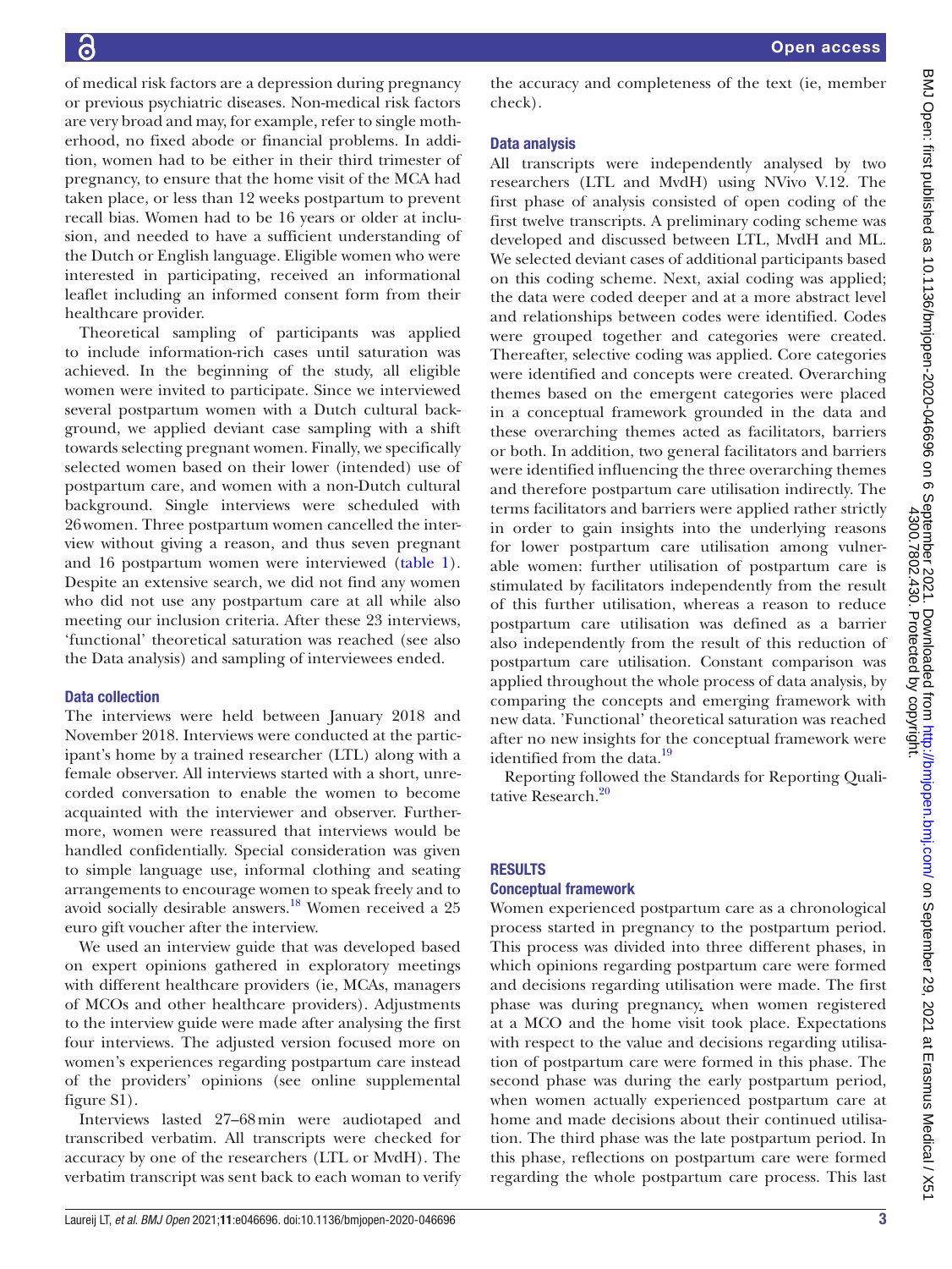of medical risk factors are a depression during pregnancy or previous psychiatric diseases. Non-medical risk factors are very broad and may, for example, refer to single motherhood, no fixed abode or financial problems. In addition, women had to be either in their third trimester of pregnancy, to ensure that the home visit of the MCA had taken place, or less than 12 weeks postpartum to prevent recall bias. Women had to be 16 years or older at inclusion, and needed to have a sufficient understanding of the Dutch or English language. Eligible women who were interested in participating, received an informational leaflet including an informed consent form from their healthcare provider.

Theoretical sampling of participants was applied to include information-rich cases until saturation was achieved. In the beginning of the study, all eligible women were invited to participate. Since we interviewed several postpartum women with a Dutch cultural background, we applied deviant case sampling with a shift towards selecting pregnant women. Finally, we specifically selected women based on their lower (intended) use of postpartum care, and women with a non-Dutch cultural background. Single interviews were scheduled with 26 women. Three postpartum women cancelled the interview without giving a reason, and thus seven pregnant and 16 postpartum women were interviewed (table 1). Despite an extensive search, we did not find any women who did not use any postpartum care at all while also meeting our inclusion criteria. After these 23 interviews, 'functional' theoretical saturation was reached (see also the Data analysis) and sampling of interviewees ended.

### Data collection

The interviews were held between January 2018 and November 2018. Interviews were conducted at the participant's home by a trained researcher (LTL) along with a female observer. All interviews started with a short, unrecorded conversation to enable the women to become acquainted with the interviewer and observer. Furthermore, women were reassured that interviews would be handled confidentially. Special consideration was given to simple language use, informal clothing and seating arrangements to encourage women to speak freely and to avoid socially desirable answers.[18] Women received a 25 euro gift voucher after the interview.

We used an interview guide that was developed based on expert opinions gathered in exploratory meetings with different healthcare providers (ie, MCAs, managers of MCOs and other healthcare providers). Adjustments to the interview guide were made after analysing the first four interviews. The adjusted version focused more on women's experiences regarding postpartum care instead of the providers' opinions (see online supplemental figure S1).

Interviews lasted 27–68 min were audiotaped and transcribed verbatim. All transcripts were checked for accuracy by one of the researchers (LTL or MvdH). The verbatim transcript was sent back to each woman to verify the accuracy and completeness of the text (ie, member check).

### Data analysis

All transcripts were independently analysed by two researchers (LTL and MvdH) using NVivo V.12. The first phase of analysis consisted of open coding of the first twelve transcripts. A preliminary coding scheme was developed and discussed between LTL, MvdH and ML. We selected deviant cases of additional participants based on this coding scheme. Next, axial coding was applied; the data were coded deeper and at a more abstract level and relationships between codes were identified. Codes were grouped together and categories were created. Thereafter, selective coding was applied. Core categories were identified and concepts were created. Overarching themes based on the emergent categories were placed in a conceptual framework grounded in the data and these overarching themes acted as facilitators, barriers or both. In addition, two general facilitators and barriers were identified influencing the three overarching themes and therefore postpartum care utilisation indirectly. The terms facilitators and barriers were applied rather strictly in order to gain insights into the underlying reasons for lower postpartum care utilisation among vulnerable women: further utilisation of postpartum care is stimulated by facilitators independently from the result of this further utilisation, whereas a reason to reduce postpartum care utilisation was defined as a barrier also independently from the result of this reduction of postpartum care utilisation. Constant comparison was applied throughout the whole process of data analysis, by comparing the concepts and emerging framework with new data. 'Functional' theoretical saturation was reached after no new insights for the conceptual framework were identified from the data.[19]

Reporting followed the Standards for Reporting Qualitative Research.[20]

## RESULTS

### Conceptual framework

Women experienced postpartum care as a chronological process started in pregnancy to the postpartum period. This process was divided into three different phases, in which opinions regarding postpartum care were formed and decisions regarding utilisation were made. The first phase was during pregnancy, when women registered at a MCO and the home visit took place. Expectations with respect to the value and decisions regarding utilisation of postpartum care were formed in this phase. The second phase was during the early postpartum period, when women actually experienced postpartum care at home and made decisions about their continued utilisation. The third phase was the late postpartum period. In this phase, reflections on postpartum care were formed regarding the whole postpartum care process. This last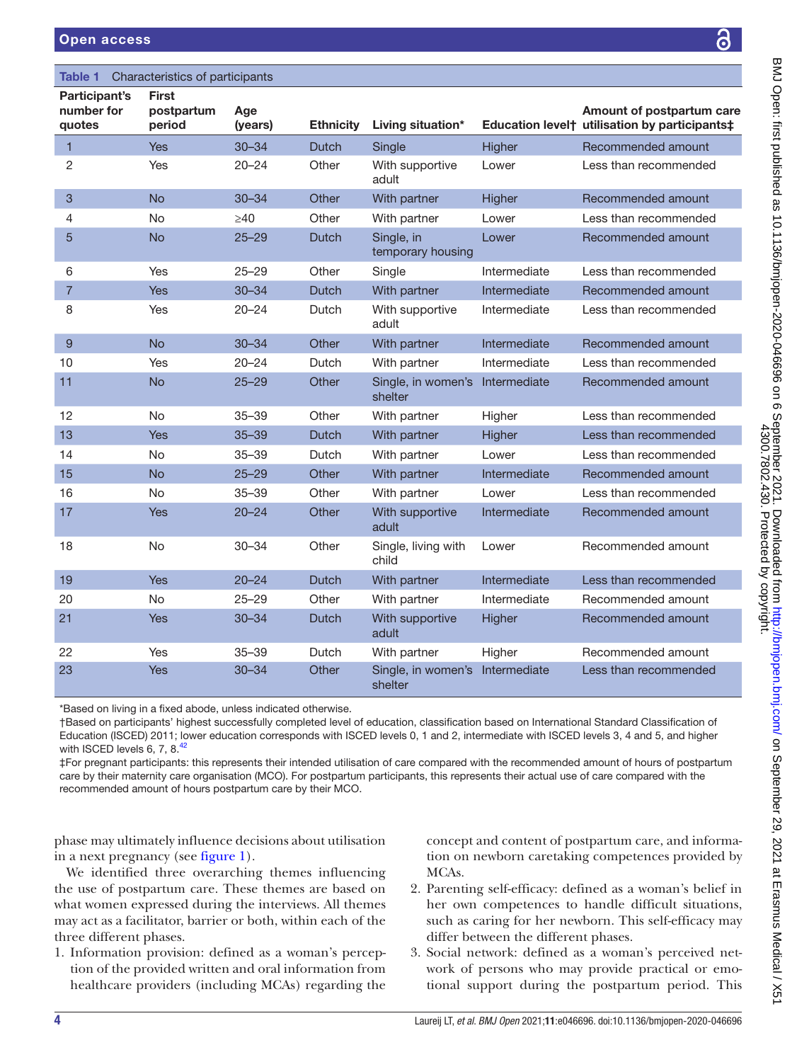**Table 1** Characteristics of participants

| Participant's number for quotes | First postpartum period | Age (years) | Ethnicity | Living situation* | Education level† | Amount of postpartum care utilisation by participants‡ |
|---|---|---|---|---|---|---|
| 1 | Yes | 30–34 | Dutch | Single | Higher | Recommended amount |
| 2 | Yes | 20–24 | Other | With supportive adult | Lower | Less than recommended |
| 3 | No | 30–34 | Other | With partner | Higher | Recommended amount |
| 4 | No | ≥40 | Other | With partner | Lower | Less than recommended |
| 5 | No | 25–29 | Dutch | Single, in temporary housing | Lower | Recommended amount |
| 6 | Yes | 25–29 | Other | Single | Intermediate | Less than recommended |
| 7 | Yes | 30–34 | Dutch | With partner | Intermediate | Recommended amount |
| 8 | Yes | 20–24 | Dutch | With supportive adult | Intermediate | Less than recommended |
| 9 | No | 30–34 | Other | With partner | Intermediate | Recommended amount |
| 10 | Yes | 20–24 | Dutch | With partner | Intermediate | Less than recommended |
| 11 | No | 25–29 | Other | Single, in women's shelter | Intermediate | Recommended amount |
| 12 | No | 35–39 | Other | With partner | Higher | Less than recommended |
| 13 | Yes | 35–39 | Dutch | With partner | Higher | Less than recommended |
| 14 | No | 35–39 | Dutch | With partner | Lower | Less than recommended |
| 15 | No | 25–29 | Other | With partner | Intermediate | Recommended amount |
| 16 | No | 35–39 | Other | With partner | Lower | Less than recommended |
| 17 | Yes | 20–24 | Other | With supportive adult | Intermediate | Recommended amount |
| 18 | No | 30–34 | Other | Single, living with child | Lower | Recommended amount |
| 19 | Yes | 20–24 | Dutch | With partner | Intermediate | Less than recommended |
| 20 | No | 25–29 | Other | With partner | Intermediate | Recommended amount |
| 21 | Yes | 30–34 | Dutch | With supportive adult | Higher | Recommended amount |
| 22 | Yes | 35–39 | Dutch | With partner | Higher | Recommended amount |
| 23 | Yes | 30–34 | Other | Single, in women's shelter | Intermediate | Less than recommended |

*Based on living in a fixed abode, unless indicated otherwise.
†Based on participants' highest successfully completed level of education, classification based on International Standard Classification of Education (ISCED) 2011; lower education corresponds with ISCED levels 0, 1 and 2, intermediate with ISCED levels 3, 4 and 5, and higher with ISCED levels 6, 7, 8.[42]
‡For pregnant participants: this represents their intended utilisation of care compared with the recommended amount of hours of postpartum care by their maternity care organisation (MCO). For postpartum participants, this represents their actual use of care compared with the recommended amount of hours postpartum care by their MCO.

phase may ultimately influence decisions about utilisation in a next pregnancy (see figure 1).

We identified three overarching themes influencing the use of postpartum care. These themes are based on what women expressed during the interviews. All themes may act as a facilitator, barrier or both, within each of the three different phases.

1. Information provision: defined as a woman's perception of the provided written and oral information from healthcare providers (including MCAs) regarding the concept and content of postpartum care, and information on newborn caretaking competences provided by MCAs.
2. Parenting self-efficacy: defined as a woman's belief in her own competences to handle difficult situations, such as caring for her newborn. This self-efficacy may differ between the different phases.
3. Social network: defined as a woman's perceived network of persons who may provide practical or emotional support during the postpartum period. This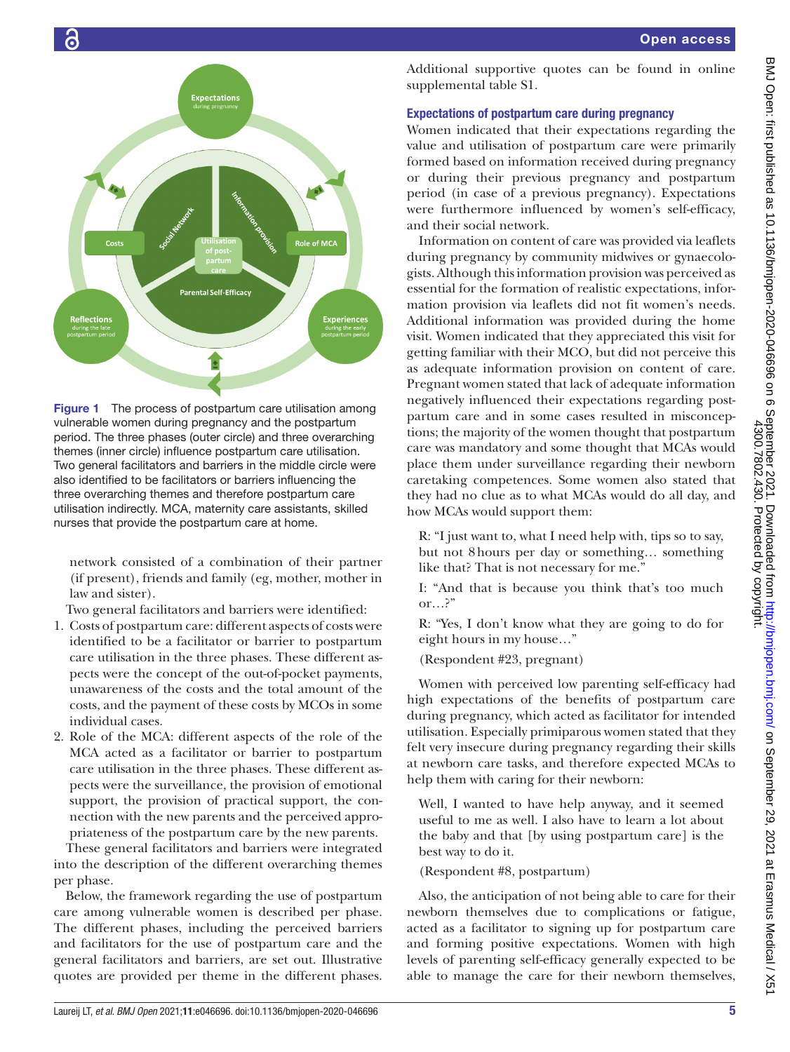Figure 1 The process of postpartum care utilisation among vulnerable women during pregnancy and the postpartum period. The three phases (outer circle) and three overarching themes (inner circle) influence postpartum care utilisation. Two general facilitators and barriers in the middle circle were also identified to be facilitators or barriers influencing the three overarching themes and therefore postpartum care utilisation indirectly. MCA, maternity care assistants, skilled nurses that provide the postpartum care at home.

network consisted of a combination of their partner (if present), friends and family (eg, mother, mother in law and sister).

Two general facilitators and barriers were identified:

1. Costs of postpartum care: different aspects of costs were identified to be a facilitator or barrier to postpartum care utilisation in the three phases. These different aspects were the concept of the out-of-pocket payments, unawareness of the costs and the total amount of the costs, and the payment of these costs by MCOs in some individual cases.
2. Role of the MCA: different aspects of the role of the MCA acted as a facilitator or barrier to postpartum care utilisation in the three phases. These different aspects were the surveillance, the provision of emotional support, the provision of practical support, the connection with the new parents and the perceived appropriateness of the postpartum care by the new parents.

These general facilitators and barriers were integrated into the description of the different overarching themes per phase.

Below, the framework regarding the use of postpartum care among vulnerable women is described per phase. The different phases, including the perceived barriers and facilitators for the use of postpartum care and the general facilitators and barriers, are set out. Illustrative quotes are provided per theme in the different phases. Additional supportive quotes can be found in online supplemental table S1.

### Expectations of postpartum care during pregnancy

Women indicated that their expectations regarding the value and utilisation of postpartum care were primarily formed based on information received during pregnancy or during their previous pregnancy and postpartum period (in case of a previous pregnancy). Expectations were furthermore influenced by women's self-efficacy, and their social network.

Information on content of care was provided via leaflets during pregnancy by community midwives or gynaecologists. Although this information provision was perceived as essential for the formation of realistic expectations, information provision via leaflets did not fit women's needs. Additional information was provided during the home visit. Women indicated that they appreciated this visit for getting familiar with their MCO, but did not perceive this as adequate information provision on content of care. Pregnant women stated that lack of adequate information negatively influenced their expectations regarding postpartum care and in some cases resulted in misconceptions; the majority of the women thought that postpartum care was mandatory and some thought that MCAs would place them under surveillance regarding their newborn caretaking competences. Some women also stated that they had no clue as to what MCAs would do all day, and how MCAs would support them:

> R: "I just want to, what I need help with, tips so to say, but not 8 hours per day or something… something like that? That is not necessary for me."
>
> I: "And that is because you think that's too much or…?"
>
> R: "Yes, I don't know what they are going to do for eight hours in my house…"
>
> (Respondent #23, pregnant)

Women with perceived low parenting self-efficacy had high expectations of the benefits of postpartum care during pregnancy, which acted as facilitator for intended utilisation. Especially primiparous women stated that they felt very insecure during pregnancy regarding their skills at newborn care tasks, and therefore expected MCAs to help them with caring for their newborn:

> Well, I wanted to have help anyway, and it seemed useful to me as well. I also have to learn a lot about the baby and that [by using postpartum care] is the best way to do it.
>
> (Respondent #8, postpartum)

Also, the anticipation of not being able to care for their newborn themselves due to complications or fatigue, acted as a facilitator to signing up for postpartum care and forming positive expectations. Women with high levels of parenting self-efficacy generally expected to be able to manage the care for their newborn themselves,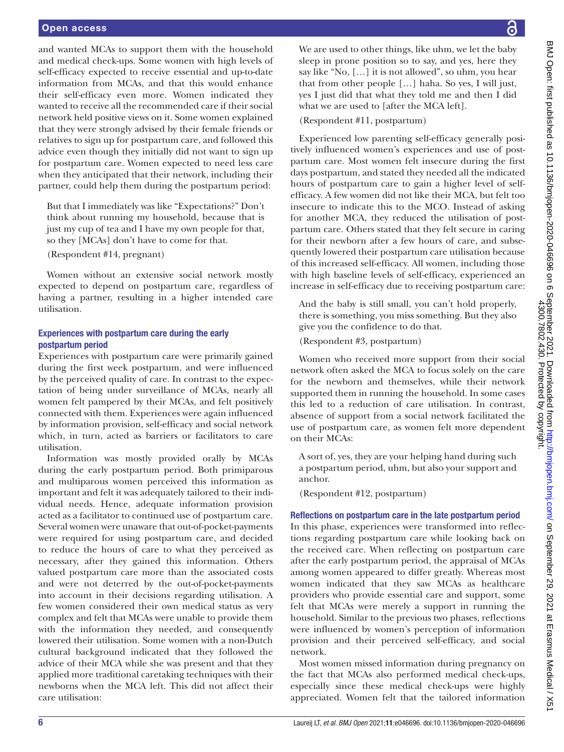and wanted MCAs to support them with the household and medical check-ups. Some women with high levels of self-efficacy expected to receive essential and up-to-date information from MCAs, and that this would enhance their self-efficacy even more. Women indicated they wanted to receive all the recommended care if their social network held positive views on it. Some women explained that they were strongly advised by their female friends or relatives to sign up for postpartum care, and followed this advice even though they initially did not want to sign up for postpartum care. Women expected to need less care when they anticipated that their network, including their partner, could help them during the postpartum period:

> But that I immediately was like "Expectations?" Don't think about running my household, because that is just my cup of tea and I have my own people for that, so they [MCAs] don't have to come for that.
>
> (Respondent #14, pregnant)

Women without an extensive social network mostly expected to depend on postpartum care, regardless of having a partner, resulting in a higher intended care utilisation.

### Experiences with postpartum care during the early postpartum period

Experiences with postpartum care were primarily gained during the first week postpartum, and were influenced by the perceived quality of care. In contrast to the expectation of being under surveillance of MCAs, nearly all women felt pampered by their MCAs, and felt positively connected with them. Experiences were again influenced by information provision, self-efficacy and social network which, in turn, acted as barriers or facilitators to care utilisation.

Information was mostly provided orally by MCAs during the early postpartum period. Both primiparous and multiparous women perceived this information as important and felt it was adequately tailored to their individual needs. Hence, adequate information provision acted as a facilitator to continued use of postpartum care. Several women were unaware that out-of-pocket-payments were required for using postpartum care, and decided to reduce the hours of care to what they perceived as necessary, after they gained this information. Others valued postpartum care more than the associated costs and were not deterred by the out-of-pocket-payments into account in their decisions regarding utilisation. A few women considered their own medical status as very complex and felt that MCAs were unable to provide them with the information they needed, and consequently lowered their utilisation. Some women with a non-Dutch cultural background indicated that they followed the advice of their MCA while she was present and that they applied more traditional caretaking techniques with their newborns when the MCA left. This did not affect their care utilisation:

> We are used to other things, like uhm, we let the baby sleep in prone position so to say, and yes, here they say like "No, […] it is not allowed", so uhm, you hear that from other people […] haha. So yes, I will just, yes I just did that what they told me and then I did what we are used to [after the MCA left].
>
> (Respondent #11, postpartum)

Experienced low parenting self-efficacy generally positively influenced women's experiences and use of postpartum care. Most women felt insecure during the first days postpartum, and stated they needed all the indicated hours of postpartum care to gain a higher level of self-efficacy. A few women did not like their MCA, but felt too insecure to indicate this to the MCO. Instead of asking for another MCA, they reduced the utilisation of postpartum care. Others stated that they felt secure in caring for their newborn after a few hours of care, and subsequently lowered their postpartum care utilisation because of this increased self-efficacy. All women, including those with high baseline levels of self-efficacy, experienced an increase in self-efficacy due to receiving postpartum care:

> And the baby is still small, you can't hold properly, there is something, you miss something. But they also give you the confidence to do that.
>
> (Respondent #3, postpartum)

Women who received more support from their social network often asked the MCA to focus solely on the care for the newborn and themselves, while their network supported them in running the household. In some cases this led to a reduction of care utilisation. In contrast, absence of support from a social network facilitated the use of postpartum care, as women felt more dependent on their MCAs:

> A sort of, yes, they are your helping hand during such a postpartum period, uhm, but also your support and anchor.
>
> (Respondent #12, postpartum)

### Reflections on postpartum care in the late postpartum period

In this phase, experiences were transformed into reflections regarding postpartum care while looking back on the received care. When reflecting on postpartum care after the early postpartum period, the appraisal of MCAs among women appeared to differ greatly. Whereas most women indicated that they saw MCAs as healthcare providers who provide essential care and support, some felt that MCAs were merely a support in running the household. Similar to the previous two phases, reflections were influenced by women's perception of information provision and their perceived self-efficacy, and social network.

Most women missed information during pregnancy on the fact that MCAs also performed medical check-ups, especially since these medical check-ups were highly appreciated. Women felt that the tailored information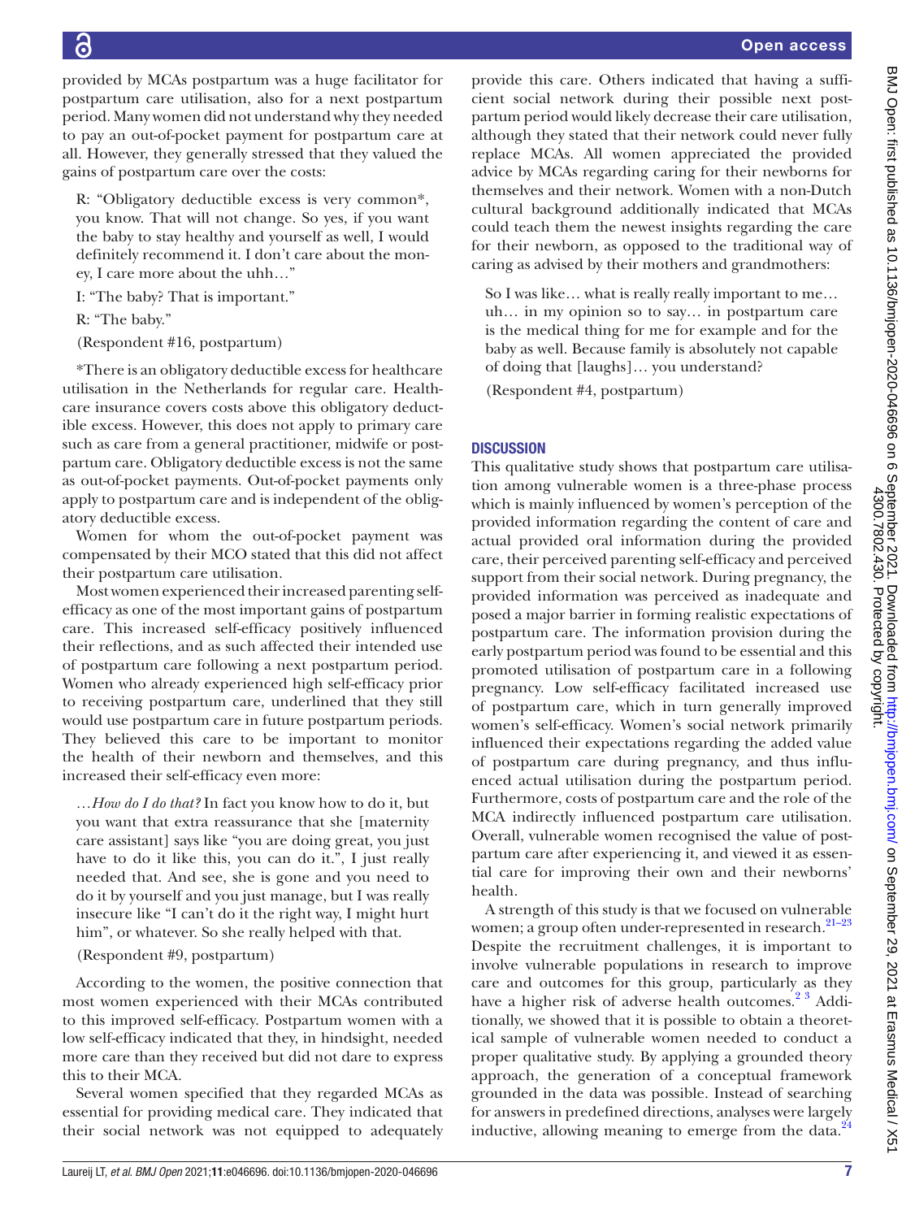provided by MCAs postpartum was a huge facilitator for postpartum care utilisation, also for a next postpartum period. Many women did not understand why they needed to pay an out-of-pocket payment for postpartum care at all. However, they generally stressed that they valued the gains of postpartum care over the costs:

> R: "Obligatory deductible excess is very common*, you know. That will not change. So yes, if you want the baby to stay healthy and yourself as well, I would definitely recommend it. I don't care about the money, I care more about the uhh…"
>
> I: "The baby? That is important."
>
> R: "The baby."
>
> (Respondent #16, postpartum)
>
> *There is an obligatory deductible excess for healthcare utilisation in the Netherlands for regular care. Healthcare insurance covers costs above this obligatory deductible excess. However, this does not apply to primary care such as care from a general practitioner, midwife or postpartum care. Obligatory deductible excess is not the same as out-of-pocket payments. Out-of-pocket payments only apply to postpartum care and is independent of the obligatory deductible excess.

Women for whom the out-of-pocket payment was compensated by their MCO stated that this did not affect their postpartum care utilisation.

Most women experienced their increased parenting self-efficacy as one of the most important gains of postpartum care. This increased self-efficacy positively influenced their reflections, and as such affected their intended use of postpartum care following a next postpartum period. Women who already experienced high self-efficacy prior to receiving postpartum care, underlined that they still would use postpartum care in future postpartum periods. They believed this care to be important to monitor the health of their newborn and themselves, and this increased their self-efficacy even more:

> …*How do I do that?* In fact you know how to do it, but you want that extra reassurance that she [maternity care assistant] says like "you are doing great, you just have to do it like this, you can do it.", I just really needed that. And see, she is gone and you need to do it by yourself and you just manage, but I was really insecure like "I can't do it the right way, I might hurt him", or whatever. So she really helped with that.
>
> (Respondent #9, postpartum)

According to the women, the positive connection that most women experienced with their MCAs contributed to this improved self-efficacy. Postpartum women with a low self-efficacy indicated that they, in hindsight, needed more care than they received but did not dare to express this to their MCA.

Several women specified that they regarded MCAs as essential for providing medical care. They indicated that their social network was not equipped to adequately provide this care. Others indicated that having a sufficient social network during their possible next postpartum period would likely decrease their care utilisation, although they stated that their network could never fully replace MCAs. All women appreciated the provided advice by MCAs regarding caring for their newborns for themselves and their network. Women with a non-Dutch cultural background additionally indicated that MCAs could teach them the newest insights regarding the care for their newborn, as opposed to the traditional way of caring as advised by their mothers and grandmothers:

> So I was like… what is really really important to me… uh… in my opinion so to say… in postpartum care is the medical thing for me for example and for the baby as well. Because family is absolutely not capable of doing that [laughs]… you understand?
>
> (Respondent #4, postpartum)

## DISCUSSION

This qualitative study shows that postpartum care utilisation among vulnerable women is a three-phase process which is mainly influenced by women's perception of the provided information regarding the content of care and actual provided oral information during the provided care, their perceived parenting self-efficacy and perceived support from their social network. During pregnancy, the provided information was perceived as inadequate and posed a major barrier in forming realistic expectations of postpartum care. The information provision during the early postpartum period was found to be essential and this promoted utilisation of postpartum care in a following pregnancy. Low self-efficacy facilitated increased use of postpartum care, which in turn generally improved women's self-efficacy. Women's social network primarily influenced their expectations regarding the added value of postpartum care during pregnancy, and thus influenced actual utilisation during the postpartum period. Furthermore, costs of postpartum care and the role of the MCA indirectly influenced postpartum care utilisation. Overall, vulnerable women recognised the value of postpartum care after experiencing it, and viewed it as essential care for improving their own and their newborns' health.

A strength of this study is that we focused on vulnerable women; a group often under-represented in research.[21–23] Despite the recruitment challenges, it is important to involve vulnerable populations in research to improve care and outcomes for this group, particularly as they have a higher risk of adverse health outcomes.[2 3] Additionally, we showed that it is possible to obtain a theoretical sample of vulnerable women needed to conduct a proper qualitative study. By applying a grounded theory approach, the generation of a conceptual framework grounded in the data was possible. Instead of searching for answers in predefined directions, analyses were largely inductive, allowing meaning to emerge from the data.[24]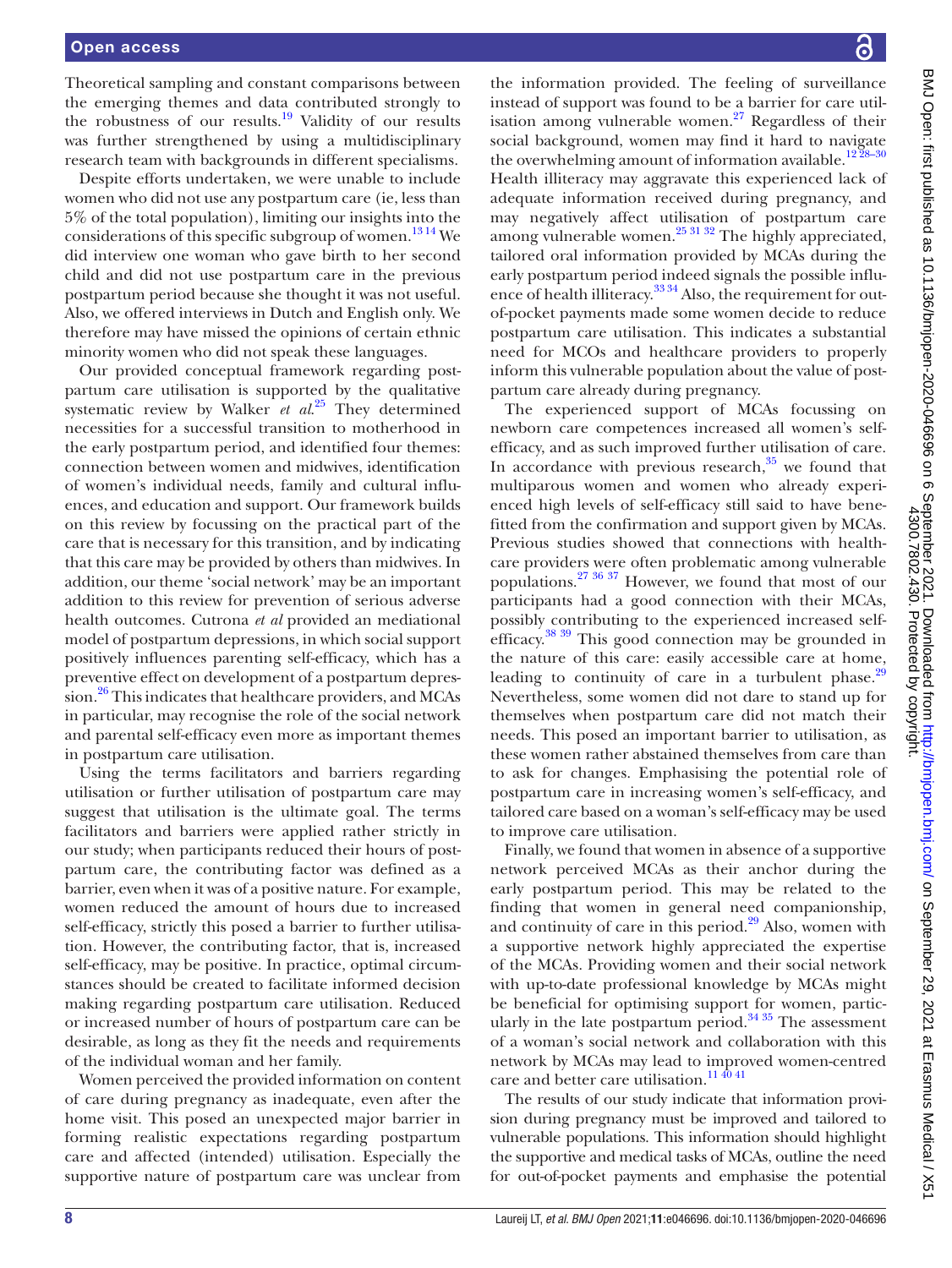Theoretical sampling and constant comparisons between the emerging themes and data contributed strongly to the robustness of our results.[19] Validity of our results was further strengthened by using a multidisciplinary research team with backgrounds in different specialisms.

Despite efforts undertaken, we were unable to include women who did not use any postpartum care (ie, less than 5% of the total population), limiting our insights into the considerations of this specific subgroup of women.[13 14] We did interview one woman who gave birth to her second child and did not use postpartum care in the previous postpartum period because she thought it was not useful. Also, we offered interviews in Dutch and English only. We therefore may have missed the opinions of certain ethnic minority women who did not speak these languages.

Our provided conceptual framework regarding postpartum care utilisation is supported by the qualitative systematic review by Walker *et al*.[25] They determined necessities for a successful transition to motherhood in the early postpartum period, and identified four themes: connection between women and midwives, identification of women's individual needs, family and cultural influences, and education and support. Our framework builds on this review by focussing on the practical part of the care that is necessary for this transition, and by indicating that this care may be provided by others than midwives. In addition, our theme 'social network' may be an important addition to this review for prevention of serious adverse health outcomes. Cutrona *et al* provided an mediational model of postpartum depressions, in which social support positively influences parenting self-efficacy, which has a preventive effect on development of a postpartum depression.[26] This indicates that healthcare providers, and MCAs in particular, may recognise the role of the social network and parental self-efficacy even more as important themes in postpartum care utilisation.

Using the terms facilitators and barriers regarding utilisation or further utilisation of postpartum care may suggest that utilisation is the ultimate goal. The terms facilitators and barriers were applied rather strictly in our study; when participants reduced their hours of postpartum care, the contributing factor was defined as a barrier, even when it was of a positive nature. For example, women reduced the amount of hours due to increased self-efficacy, strictly this posed a barrier to further utilisation. However, the contributing factor, that is, increased self-efficacy, may be positive. In practice, optimal circumstances should be created to facilitate informed decision making regarding postpartum care utilisation. Reduced or increased number of hours of postpartum care can be desirable, as long as they fit the needs and requirements of the individual woman and her family.

Women perceived the provided information on content of care during pregnancy as inadequate, even after the home visit. This posed an unexpected major barrier in forming realistic expectations regarding postpartum care and affected (intended) utilisation. Especially the supportive nature of postpartum care was unclear from the information provided. The feeling of surveillance instead of support was found to be a barrier for care utilisation among vulnerable women.[27] Regardless of their social background, women may find it hard to navigate the overwhelming amount of information available.[12 28–30] Health illiteracy may aggravate this experienced lack of adequate information received during pregnancy, and may negatively affect utilisation of postpartum care among vulnerable women.[25 31 32] The highly appreciated, tailored oral information provided by MCAs during the early postpartum period indeed signals the possible influence of health illiteracy.[33 34] Also, the requirement for out-of-pocket payments made some women decide to reduce postpartum care utilisation. This indicates a substantial need for MCOs and healthcare providers to properly inform this vulnerable population about the value of postpartum care already during pregnancy.

The experienced support of MCAs focussing on newborn care competences increased all women's self-efficacy, and as such improved further utilisation of care. In accordance with previous research,[35] we found that multiparous women and women who already experienced high levels of self-efficacy still said to have benefitted from the confirmation and support given by MCAs. Previous studies showed that connections with healthcare providers were often problematic among vulnerable populations.[27 36 37] However, we found that most of our participants had a good connection with their MCAs, possibly contributing to the experienced increased self-efficacy.[38 39] This good connection may be grounded in the nature of this care: easily accessible care at home, leading to continuity of care in a turbulent phase.[29] Nevertheless, some women did not dare to stand up for themselves when postpartum care did not match their needs. This posed an important barrier to utilisation, as these women rather abstained themselves from care than to ask for changes. Emphasising the potential role of postpartum care in increasing women's self-efficacy, and tailored care based on a woman's self-efficacy may be used to improve care utilisation.

Finally, we found that women in absence of a supportive network perceived MCAs as their anchor during the early postpartum period. This may be related to the finding that women in general need companionship, and continuity of care in this period.[29] Also, women with a supportive network highly appreciated the expertise of the MCAs. Providing women and their social network with up-to-date professional knowledge by MCAs might be beneficial for optimising support for women, particularly in the late postpartum period.[34 35] The assessment of a woman's social network and collaboration with this network by MCAs may lead to improved women-centred care and better care utilisation.[11 40 41]

The results of our study indicate that information provision during pregnancy must be improved and tailored to vulnerable populations. This information should highlight the supportive and medical tasks of MCAs, outline the need for out-of-pocket payments and emphasise the potential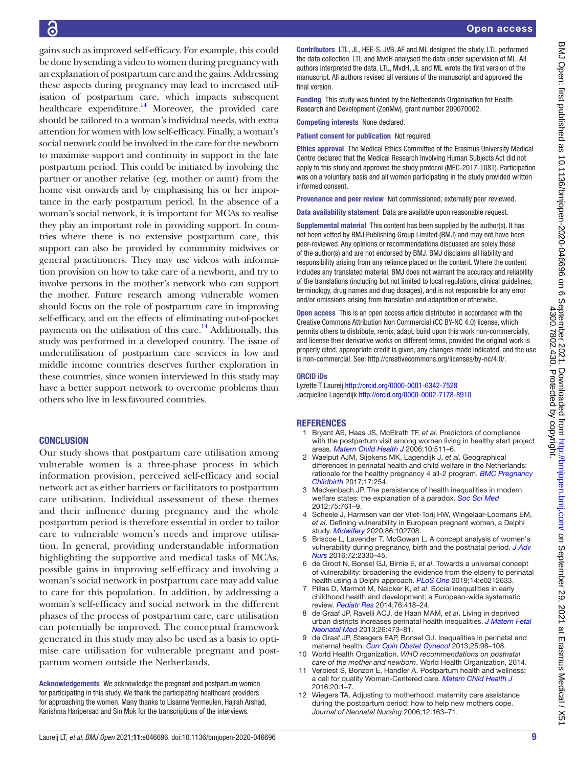gains such as improved self-efficacy. For example, this could be done by sending a video to women during pregnancy with an explanation of postpartum care and the gains. Addressing these aspects during pregnancy may lead to increased utilisation of postpartum care, which impacts subsequent healthcare expenditure.[14] Moreover, the provided care should be tailored to a woman's individual needs, with extra attention for women with low self-efficacy. Finally, a woman's social network could be involved in the care for the newborn to maximise support and continuity in support in the late postpartum period. This could be initiated by involving the partner or another relative (eg, mother or aunt) from the home visit onwards and by emphasising his or her importance in the early postpartum period. In the absence of a woman's social network, it is important for MCAs to realise they play an important role in providing support. In countries where there is no extensive postpartum care, this support can also be provided by community midwives or general practitioners. They may use videos with information provision on how to take care of a newborn, and try to involve persons in the mother's network who can support the mother. Future research among vulnerable women should focus on the role of postpartum care in improving self-efficacy, and on the effects of eliminating out-of-pocket payments on the utilisation of this care.[14] Additionally, this study was performed in a developed country. The issue of underutilisation of postpartum care services in low and middle income countries deserves further exploration in these countries, since women interviewed in this study may have a better support network to overcome problems than others who live in less favoured countries.

## CONCLUSION

Our study shows that postpartum care utilisation among vulnerable women is a three-phase process in which information provision, perceived self-efficacy and social network act as either barriers or facilitators to postpartum care utilisation. Individual assessment of these themes and their influence during pregnancy and the whole postpartum period is therefore essential in order to tailor care to vulnerable women's needs and improve utilisation. In general, providing understandable information highlighting the supportive and medical tasks of MCAs, possible gains in improving self-efficacy and involving a woman's social network in postpartum care may add value to care for this population. In addition, by addressing a woman's self-efficacy and social network in the different phases of the process of postpartum care, care utilisation can potentially be improved. The conceptual framework generated in this study may also be used as a basis to optimise care utilisation for vulnerable pregnant and postpartum women outside the Netherlands.

**Acknowledgements** We acknowledge the pregnant and postpartum women for participating in this study. We thank the participating healthcare providers for approaching the women. Many thanks to Lisanne Vermeulen, Hajrah Arshad, Karishma Haripersad and Sin Mok for the transcriptions of the interviews.

**Contributors** LTL, JL, HEE-S, JVB, AF and ML designed the study. LTL performed the data collection. LTL and MvdH analysed the data under supervision of ML. All authors interpreted the data. LTL, MvdH, JL and ML wrote the first version of the manuscript. All authors revised all versions of the manuscript and approved the final version.

**Funding** This study was funded by the Netherlands Organisation for Health Research and Development (ZonMw), grant number 209070002.

**Competing interests** None declared.

**Patient consent for publication** Not required.

**Ethics approval** The Medical Ethics Committee of the Erasmus University Medical Centre declared that the Medical Research Involving Human Subjects Act did not apply to this study and approved the study protocol (MEC-2017-1081). Participation was on a voluntary basis and all women participating in the study provided written informed consent.

**Provenance and peer review** Not commissioned; externally peer reviewed.

**Data availability statement** Data are available upon reasonable request.

**Supplemental material** This content has been supplied by the author(s). It has not been vetted by BMJ Publishing Group Limited (BMJ) and may not have been peer-reviewed. Any opinions or recommendations discussed are solely those of the author(s) and are not endorsed by BMJ. BMJ disclaims all liability and responsibility arising from any reliance placed on the content. Where the content includes any translated material, BMJ does not warrant the accuracy and reliability of the translations (including but not limited to local regulations, clinical guidelines, terminology, drug names and drug dosages), and is not responsible for any error and/or omissions arising from translation and adaptation or otherwise.

**Open access** This is an open access article distributed in accordance with the Creative Commons Attribution Non Commercial (CC BY-NC 4.0) license, which permits others to distribute, remix, adapt, build upon this work non-commercially, and license their derivative works on different terms, provided the original work is properly cited, appropriate credit is given, any changes made indicated, and the use is non-commercial. See: http://creativecommons.org/licenses/by-nc/4.0/.

### ORCID iDs

Lyzette T Laureij http://orcid.org/0000-0001-6342-7528
Jacqueline Lagendijk http://orcid.org/0000-0002-7178-8910

## REFERENCES

1. Bryant AS, Haas JS, McElrath TF, *et al*. Predictors of compliance with the postpartum visit among women living in healthy start project areas. *Matern Child Health J* 2006;10:511–6.
2. Waelput AJM, Sijpkens MK, Lagendijk J, *et al*. Geographical differences in perinatal health and child welfare in the Netherlands: rationale for the healthy pregnancy 4 all-2 program. *BMC Pregnancy Childbirth* 2017;17:254.
3. Mackenbach JP. The persistence of health inequalities in modern welfare states: the explanation of a paradox. *Soc Sci Med* 2012;75:761–9.
4. Scheele J, Harmsen van der Vliet-Torij HW, Wingelaar-Loomans EM, *et al*. Defining vulnerability in European pregnant women, a Delphi study. *Midwifery* 2020;86:102708.
5. Briscoe L, Lavender T, McGowan L. A concept analysis of women's vulnerability during pregnancy, birth and the postnatal period. *J Adv Nurs* 2016;72:2330–45.
6. de Groot N, Bonsel GJ, Birnie E, *et al*. Towards a universal concept of vulnerability: broadening the evidence from the elderly to perinatal health using a Delphi approach. *PLoS One* 2019;14:e0212633.
7. Pillas D, Marmot M, Naicker K, *et al*. Social inequalities in early childhood health and development: a European-wide systematic review. *Pediatr Res* 2014;76:418–24.
8. de Graaf JP, Ravelli ACJ, de Haan MAM, *et al*. Living in deprived urban districts increases perinatal health inequalities. *J Matern Fetal Neonatal Med* 2013;26:473–81.
9. de Graaf JP, Steegers EAP, Bonsel GJ. Inequalities in perinatal and maternal health. *Curr Opin Obstet Gynecol* 2013;25:98–108.
10. World Health Organization. *WHO recommendations on postnatal care of the mother and newborn*. World Health Organization, 2014.
11. Verbiest S, Bonzon E, Handler A. Postpartum health and wellness: a call for quality Woman-Centered care. *Matern Child Health J* 2016;20:1–7.
12. Wiegers TA. Adjusting to motherhood: maternity care assistance during the postpartum period: how to help new mothers cope. *Journal of Neonatal Nursing* 2006;12:163–71.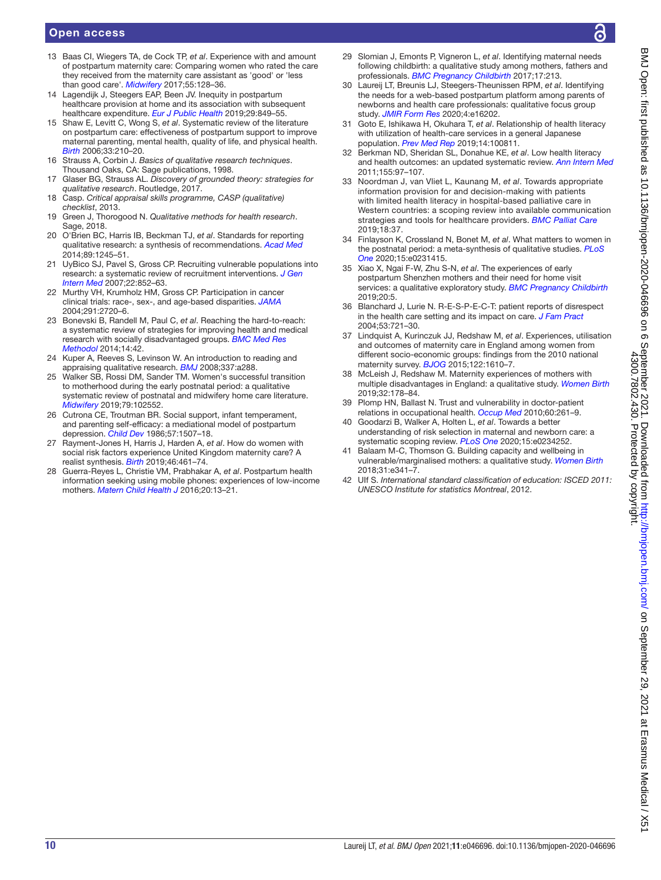13 Baas CI, Wiegers TA, de Cock TP, *et al*. Experience with and amount of postpartum maternity care: Comparing women who rated the care they received from the maternity care assistant as 'good' or 'less than good care'. *Midwifery* 2017;55:128–36.

14 Lagendijk J, Steegers EAP, Been JV. Inequity in postpartum healthcare provision at home and its association with subsequent healthcare expenditure. *Eur J Public Health* 2019;29:849–55.

15 Shaw E, Levitt C, Wong S, *et al*. Systematic review of the literature on postpartum care: effectiveness of postpartum support to improve maternal parenting, mental health, quality of life, and physical health. *Birth* 2006;33:210–20.

16 Strauss A, Corbin J. *Basics of qualitative research techniques*. Thousand Oaks, CA: Sage publications, 1998.

17 Glaser BG, Strauss AL. *Discovery of grounded theory: strategies for qualitative research*. Routledge, 2017.

18 Casp. *Critical appraisal skills programme, CASP (qualitative) checklist*, 2013.

19 Green J, Thorogood N. *Qualitative methods for health research*. Sage, 2018.

20 O'Brien BC, Harris IB, Beckman TJ, *et al*. Standards for reporting qualitative research: a synthesis of recommendations. *Acad Med* 2014;89:1245–51.

21 UyBico SJ, Pavel S, Gross CP. Recruiting vulnerable populations into research: a systematic review of recruitment interventions. *J Gen Intern Med* 2007;22:852–63.

22 Murthy VH, Krumholz HM, Gross CP. Participation in cancer clinical trials: race-, sex-, and age-based disparities. *JAMA* 2004;291:2720–6.

23 Bonevski B, Randell M, Paul C, *et al*. Reaching the hard-to-reach: a systematic review of strategies for improving health and medical research with socially disadvantaged groups. *BMC Med Res Methodol* 2014;14:42.

24 Kuper A, Reeves S, Levinson W. An introduction to reading and appraising qualitative research. *BMJ* 2008;337:a288.

25 Walker SB, Rossi DM, Sander TM. Women's successful transition to motherhood during the early postnatal period: a qualitative systematic review of postnatal and midwifery home care literature. *Midwifery* 2019;79:102552.

26 Cutrona CE, Troutman BR. Social support, infant temperament, and parenting self-efficacy: a mediational model of postpartum depression. *Child Dev* 1986;57:1507–18.

27 Rayment-Jones H, Harris J, Harden A, *et al*. How do women with social risk factors experience United Kingdom maternity care? A realist synthesis. *Birth* 2019;46:461–74.

28 Guerra-Reyes L, Christie VM, Prabhakar A, *et al*. Postpartum health information seeking using mobile phones: experiences of low-income mothers. *Matern Child Health J* 2016;20:13–21.

29 Slomian J, Emonts P, Vigneron L, *et al*. Identifying maternal needs following childbirth: a qualitative study among mothers, fathers and professionals. *BMC Pregnancy Childbirth* 2017;17:213.

30 Laureij LT, Breunis LJ, Steegers-Theunissen RPM, *et al*. Identifying the needs for a web-based postpartum platform among parents of newborns and health care professionals: qualitative focus group study. *JMIR Form Res* 2020;4:e16202.

31 Goto E, Ishikawa H, Okuhara T, *et al*. Relationship of health literacy with utilization of health-care services in a general Japanese population. *Prev Med Rep* 2019;14:100811.

32 Berkman ND, Sheridan SL, Donahue KE, *et al*. Low health literacy and health outcomes: an updated systematic review. *Ann Intern Med* 2011;155:97–107.

33 Noordman J, van Vliet L, Kaunang M, *et al*. Towards appropriate information provision for and decision-making with patients with limited health literacy in hospital-based palliative care in Western countries: a scoping review into available communication strategies and tools for healthcare providers. *BMC Palliat Care* 2019;18:37.

34 Finlayson K, Crossland N, Bonet M, *et al*. What matters to women in the postnatal period: a meta-synthesis of qualitative studies. *PLoS One* 2020;15:e0231415.

35 Xiao X, Ngai F-W, Zhu S-N, *et al*. The experiences of early postpartum Shenzhen mothers and their need for home visit services: a qualitative exploratory study. *BMC Pregnancy Childbirth* 2019;20:5.

36 Blanchard J, Lurie N. R-E-S-P-E-C-T: patient reports of disrespect in the health care setting and its impact on care. *J Fam Pract* 2004;53:721–30.

37 Lindquist A, Kurinczuk JJ, Redshaw M, *et al*. Experiences, utilisation and outcomes of maternity care in England among women from different socio-economic groups: findings from the 2010 national maternity survey. *BJOG* 2015;122:1610–7.

38 McLeish J, Redshaw M. Maternity experiences of mothers with multiple disadvantages in England: a qualitative study. *Women Birth* 2019;32:178–84.

39 Plomp HN, Ballast N. Trust and vulnerability in doctor-patient relations in occupational health. *Occup Med* 2010;60:261–9.

40 Goodarzi B, Walker A, Holten L, *et al*. Towards a better understanding of risk selection in maternal and newborn care: a systematic scoping review. *PLoS One* 2020;15:e0234252.

41 Balaam M-C, Thomson G. Building capacity and wellbeing in vulnerable/marginalised mothers: a qualitative study. *Women Birth* 2018;31:e341–7.

42 Ulf S. *International standard classification of education: ISCED 2011: UNESCO Institute for statistics Montreal*, 2012.